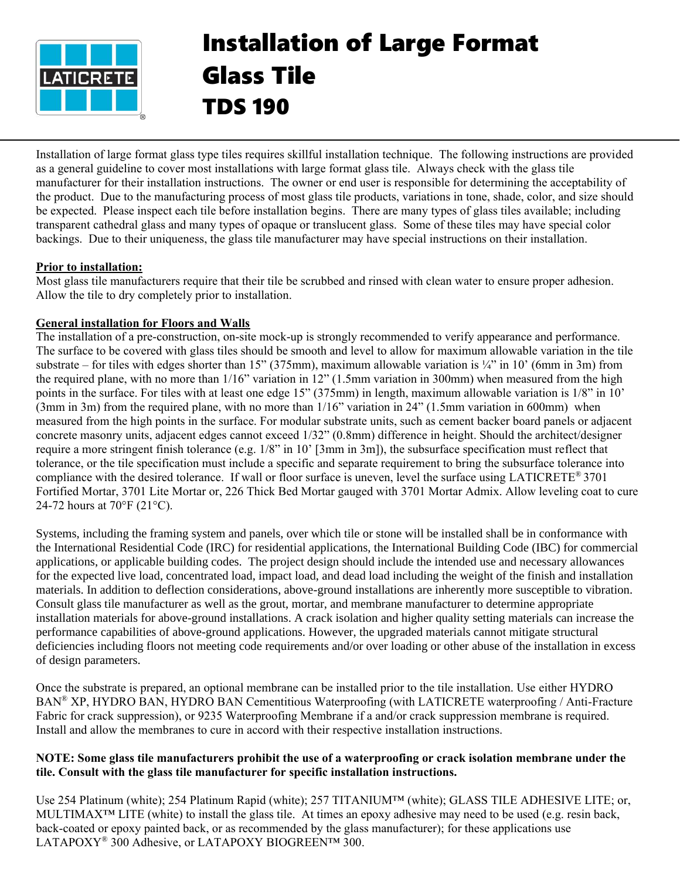# Installation of Large Format Glass Tile

# TDS 190

Installation of large format glass type tiles requires skillful installation technique. The following instructions are provided as a general guideline to cover most installations with large format glass tile. Always check with the glass tile manufacturer for their installation instructions. The owner or end user is responsible for determining the acceptability of the product. Due to the manufacturing process of most glass tile products, variations in tone, shade, color, and size should be expected. Please inspect each tile before installation begins. There are many types of glass tiles available; including transparent cathedral glass and many types of opaque or translucent glass. Some of these tiles may have special color backings. Due to their uniqueness, the glass tile manufacturer may have special instructions on their installation.

**Prior to installation:**

Most glass tile manufacturers require that their tile be scrubbed and rinsed with clean water to ensure proper adhesion. Allow the tile to dry completely prior to installation.

**General installation for Floors and Walls**

The installation of a pre-construction, on-site mock-up is strongly recommended to verify appearance and performance. The surface to be covered with glass tiles should be smooth and level to allow for maximum allowable variation in the tile substrate – for tiles with edges shorter than 15" (375mm), maximum allowable variation is ¼" in 10' (6mm in 3m) from the required plane, with no more than 1/16" variation in 12" (1.5mm variation in 300mm) when measured from the high points in the surface. For tiles with at least one edge 15" (375mm) in length, maximum allowable variation is 1/8" in 10' (3mm in 3m) from the required plane, with no more than 1/16" variation in 24" (1.5mm variation in 600mm) when measured from the high points in the surface. For modular substrate units, such as cement backer board panels or adjacent concrete masonry units, adjacent edges cannot exceed 1/32" (0.8mm) difference in height. Should the architect/designer require a more stringent finish tolerance (e.g. 1/8" in 10' [3mm in 3m]), the subsurface specification must reflect that tolerance, or the tile specification must include a specific and separate requirement to bring the subsurface tolerance into compliance with the desired tolerance. If wall or floor surface is uneven, level the surface using LATICRETE® 3701 Fortified Mortar, 3701 Lite Mortar or, 226 Thick Bed Mortar gauged with 3701 Mortar Admix. Allow leveling coat to cure 24-72 hours at 70°F (21°C).

Systems, including the framing system and panels, over which tile or stone will be installed shall be in conformance with the International Residential Code (IRC) for residential applications, the International Building Code (IBC) for commercial applications, or applicable building codes. The project design should include the intended use and necessary allowances for the expected live load, concentrated load, impact load, and dead load including the weight of the finish and installation materials. In addition to deflection considerations, above-ground installations are inherently more susceptible to vibration. Consult glass tile manufacturer as well as the grout, mortar, and membrane manufacturer to determine appropriate installation materials for above-ground installations. A crack isolation and higher quality setting materials can increase the performance capabilities of above-ground applications. However, the upgraded materials cannot mitigate structural deficiencies including floors not meeting code requirements and/or over loading or other abuse of the installation in excess of design parameters.

Once the substrate is prepared, an optional membrane can be installed prior to the tile installation. Use either HYDRO BAN® XP, HYDRO BAN, HYDRO BAN Cementitious Waterproofing (with LATICRETE waterproofing / Anti-Fracture Fabric for crack suppression), or 9235 Waterproofing Membrane if a and/or crack suppression membrane is required. Install and allow the membranes to cure in accord with their respective installation instructions.

**NOTE: Some glass tile manufacturers prohibit the use of a waterproofing or crack isolation membrane under the tile. Consult with the glass tile manufacturer for specific installation instructions.**

Use 254 Platinum (white); 254 Platinum Rapid (white); 257 TITANIUM™ (white); GLASS TILE ADHESIVE LITE; or, MULTIMAX™ LITE (white) to install the glass tile. At times an epoxy adhesive may need to be used (e.g. resin back, back-coated or epoxy painted back, or as recommended by the glass manufacturer); for these applications use LATAPOXY® 300 Adhesive, or LATAPOXY BIOGREEN™ 300.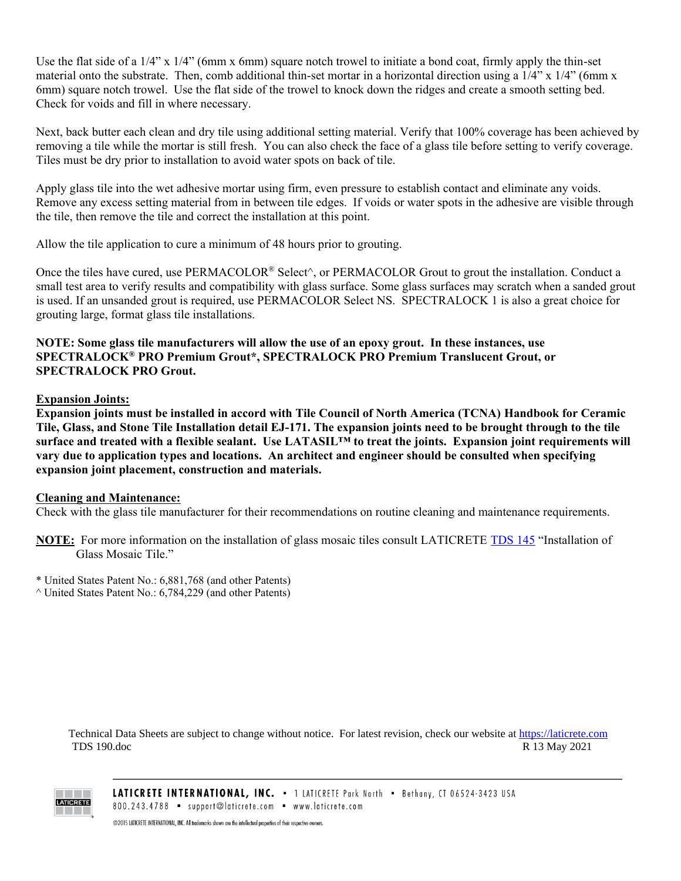Use the flat side of a 1/4" x 1/4" (6mm x 6mm) square notch trowel to initiate a bond coat, firmly apply the thin-set material onto the substrate. Then, comb additional thin-set mortar in a horizontal direction using a 1/4" x 1/4" (6mm x 6mm) square notch trowel. Use the flat side of the trowel to knock down the ridges and create a smooth setting bed. Check for voids and fill in where necessary.

Next, back butter each clean and dry tile using additional setting material. Verify that 100% coverage has been achieved by removing a tile while the mortar is still fresh. You can also check the face of a glass tile before setting to verify coverage. Tiles must be dry prior to installation to avoid water spots on back of tile.

Apply glass tile into the wet adhesive mortar using firm, even pressure to establish contact and eliminate any voids. Remove any excess setting material from in between tile edges. If voids or water spots in the adhesive are visible through the tile, then remove the tile and correct the installation at this point.

Allow the tile application to cure a minimum of 48 hours prior to grouting.

Once the tiles have cured, use PERMACOLOR® Select^, or PERMACOLOR Grout to grout the installation. Conduct a small test area to verify results and compatibility with glass surface. Some glass surfaces may scratch when a sanded grout is used. If an unsanded grout is required, use PERMACOLOR Select NS. SPECTRALOCK 1 is also a great choice for grouting large, format glass tile installations.

**NOTE: Some glass tile manufacturers will allow the use of an epoxy grout. In these instances, use SPECTRALOCK® PRO Premium Grout*, SPECTRALOCK PRO Premium Translucent Grout, or SPECTRALOCK PRO Grout.**

**Expansion Joints:**

**Expansion joints must be installed in accord with Tile Council of North America (TCNA) Handbook for Ceramic Tile, Glass, and Stone Tile Installation detail EJ-171. The expansion joints need to be brought through to the tile surface and treated with a flexible sealant. Use LATASIL™ to treat the joints. Expansion joint requirements will vary due to application types and locations. An architect and engineer should be consulted when specifying expansion joint placement, construction and materials.**

**Cleaning and Maintenance:**

Check with the glass tile manufacturer for their recommendations on routine cleaning and maintenance requirements.

**NOTE:** For more information on the installation of glass mosaic tiles consult LATICRETE TDS 145 "Installation of Glass Mosaic Tile."

* United States Patent No.: 6,881,768 (and other Patents)
^ United States Patent No.: 6,784,229 (and other Patents)

Technical Data Sheets are subject to change without notice. For latest revision, check our website at https://laticrete.com
TDS 190.doc R 13 May 2021

LATICRETE INTERNATIONAL, INC. ▪ 1 LATICRETE Park North ▪ Bethany, CT 06524-3423 USA
800.243.4788 ▪ support@laticrete.com ▪ www.laticrete.com

©2015 LATICRETE INTERNATIONAL, INC. All trademarks shown are the intellectual properties of their respective owners.